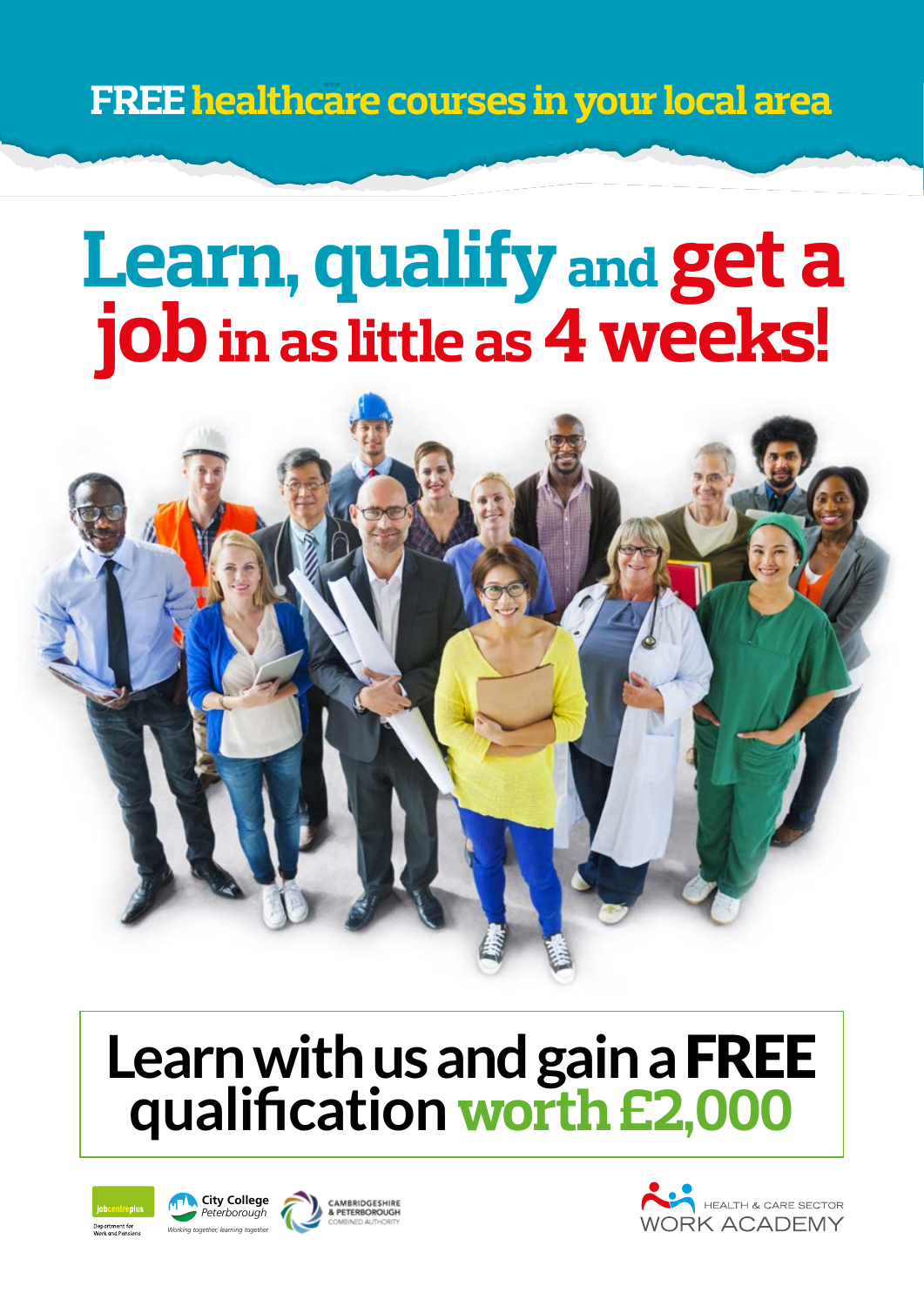**FREE healthcare courses in your local area**

# Learn, qualify and get a job in as little as 4 weeks!

## Learn with us and gain a FREE qualification worth £2,000

jobcentreplus
Department for Work and Pensions

City College Peterborough
*Working together, learning together*

CAMBRIDGESHIRE & PETERBOROUGH COMBINED AUTHORITY

HEALTH & CARE SECTOR WORK ACADEMY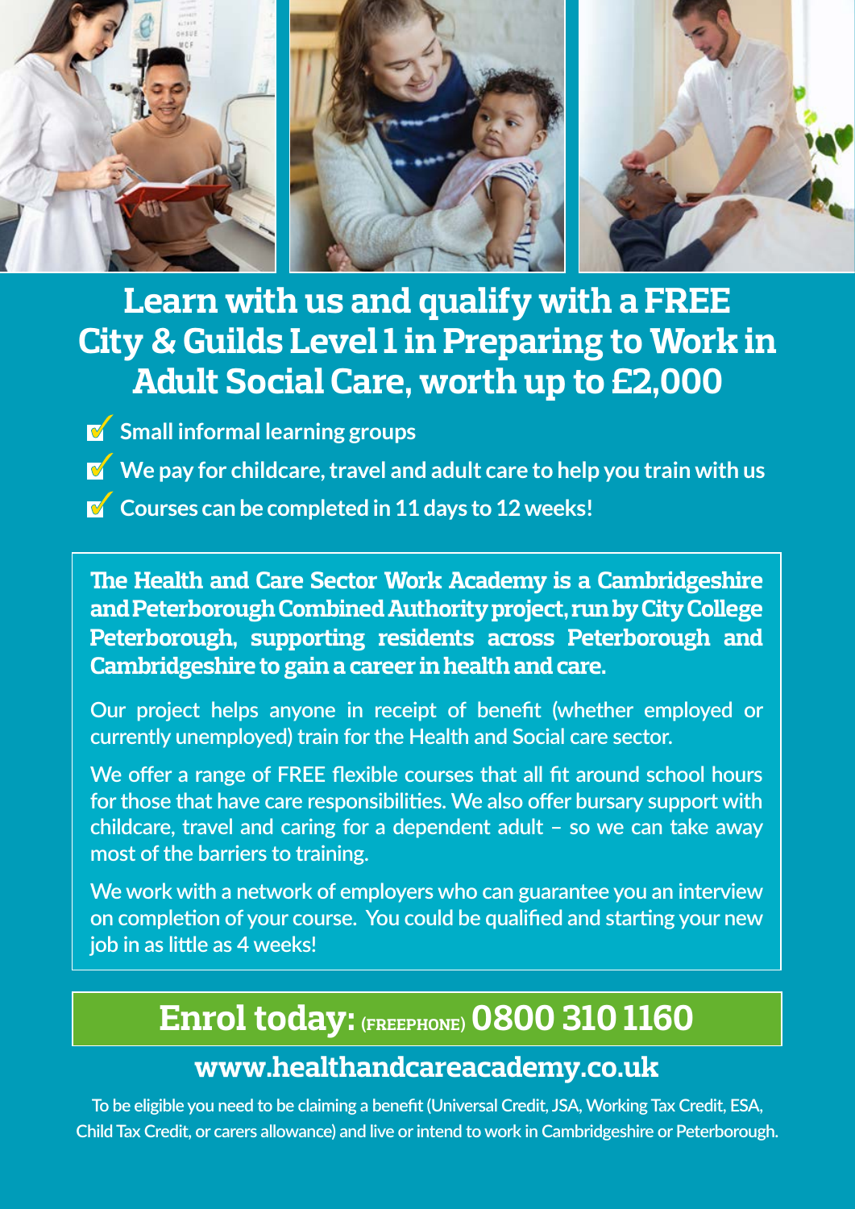# Learn with us and qualify with a FREE City & Guilds Level 1 in Preparing to Work in Adult Social Care, worth up to £2,000

- **Small informal learning groups**
- **We pay for childcare, travel and adult care to help you train with us**
- **Courses can be completed in 11 days to 12 weeks!**

**The Health and Care Sector Work Academy is a Cambridgeshire and Peterborough Combined Authority project, run by City College Peterborough, supporting residents across Peterborough and Cambridgeshire to gain a career in health and care.**

Our project helps anyone in receipt of benefit (whether employed or currently unemployed) train for the Health and Social care sector.

We offer a range of FREE flexible courses that all fit around school hours for those that have care responsibilities. We also offer bursary support with childcare, travel and caring for a dependent adult – so we can take away most of the barriers to training.

We work with a network of employers who can guarantee you an interview on completion of your course. You could be qualified and starting your new job in as little as 4 weeks!

## Enrol today: (FREEPHONE) 0800 310 1160

## www.healthandcareacademy.co.uk

To be eligible you need to be claiming a benefit (Universal Credit, JSA, Working Tax Credit, ESA, Child Tax Credit, or carers allowance) and live or intend to work in Cambridgeshire or Peterborough.